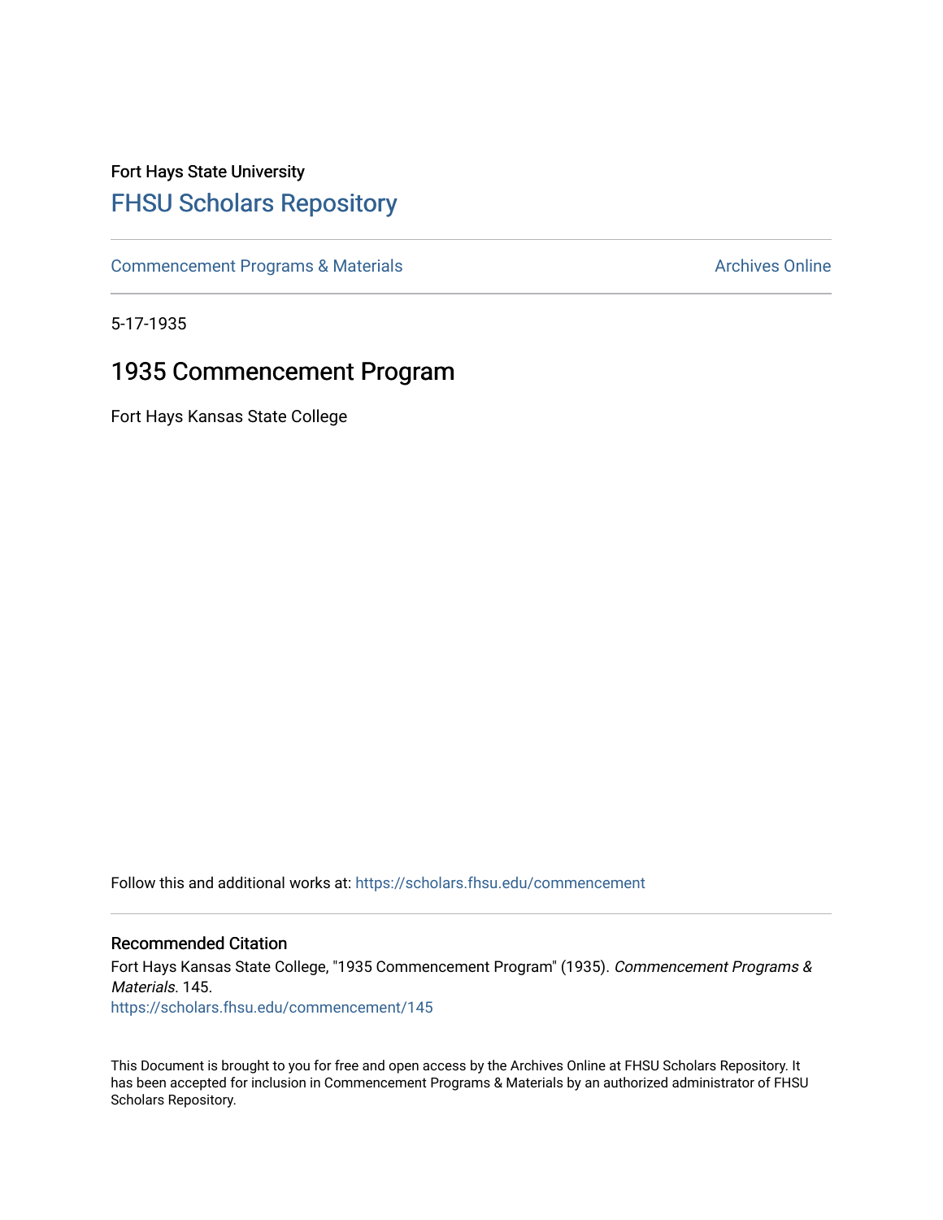Fort Hays State University

# FHSU Scholars Repository

Commencement Programs & Materials

Archives Online

5-17-1935

## 1935 Commencement Program

Fort Hays Kansas State College

Follow this and additional works at: https://scholars.fhsu.edu/commencement

### Recommended Citation

Fort Hays Kansas State College, "1935 Commencement Program" (1935). *Commencement Programs & Materials*. 145.
https://scholars.fhsu.edu/commencement/145

This Document is brought to you for free and open access by the Archives Online at FHSU Scholars Repository. It has been accepted for inclusion in Commencement Programs & Materials by an authorized administrator of FHSU Scholars Repository.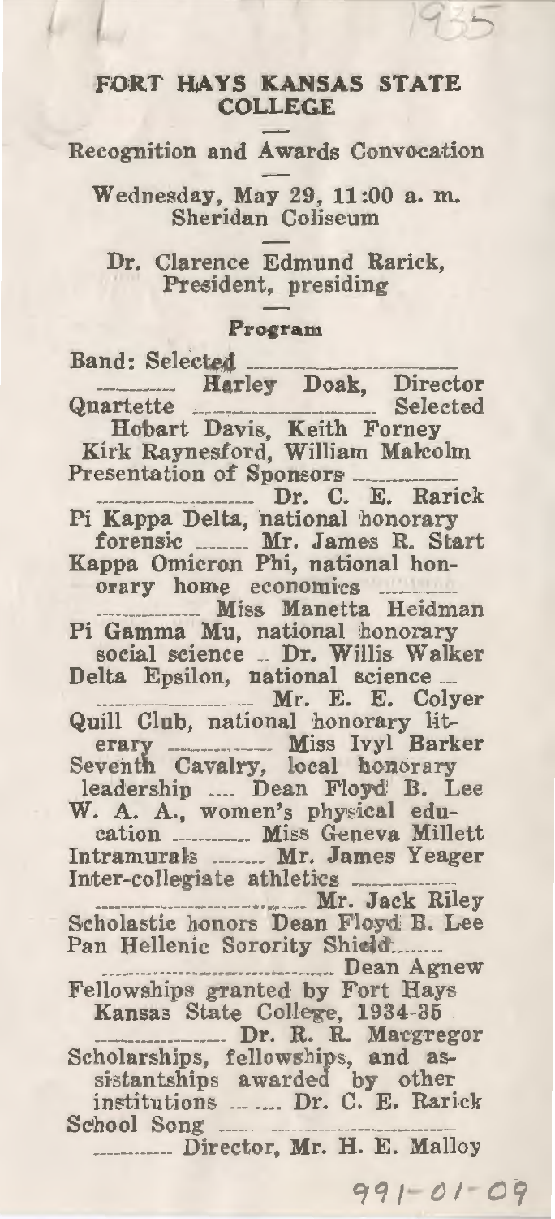1935

# FORT HAYS KANSAS STATE COLLEGE

Recognition and Awards Convocation

Wednesday, May 29, 11:00 a. m.
Sheridan Coliseum

Dr. Clarence Edmund Rarick, President, presiding

## Program

Band: Selected ............ Harley Doak, Director

Quartette ............ Selected
Hobart Davis, Keith Forney
Kirk Raynesford, William Malcolm

Presentation of Sponsors ............ Dr. C. E. Rarick

Pi Kappa Delta, national honorary forensic ............ Mr. James R. Start

Kappa Omicron Phi, national honorary home economics ............ Miss Manetta Heidman

Pi Gamma Mu, national honorary social science .. Dr. Willis Walker

Delta Epsilon, national science ............ Mr. E. E. Colyer

Quill Club, national honorary literary ............ Miss Ivyl Barker

Seventh Cavalry, local honorary leadership .... Dean Floyd B. Lee

W. A. A., women's physical education ............ Miss Geneva Millett

Intramurals ............ Mr. James Yeager

Inter-collegiate athletics ............ Mr. Jack Riley

Scholastic honors Dean Floyd B. Lee

Pan Hellenic Sorority Shield ............ Dean Agnew

Fellowships granted by Fort Hays Kansas State College, 1934-35 ............ Dr. R. R. Macgregor

Scholarships, fellowships, and assistantships awarded by other institutions ...... Dr. C. E. Rarick

School Song ............ Director, Mr. H. E. Malloy

991-01-09